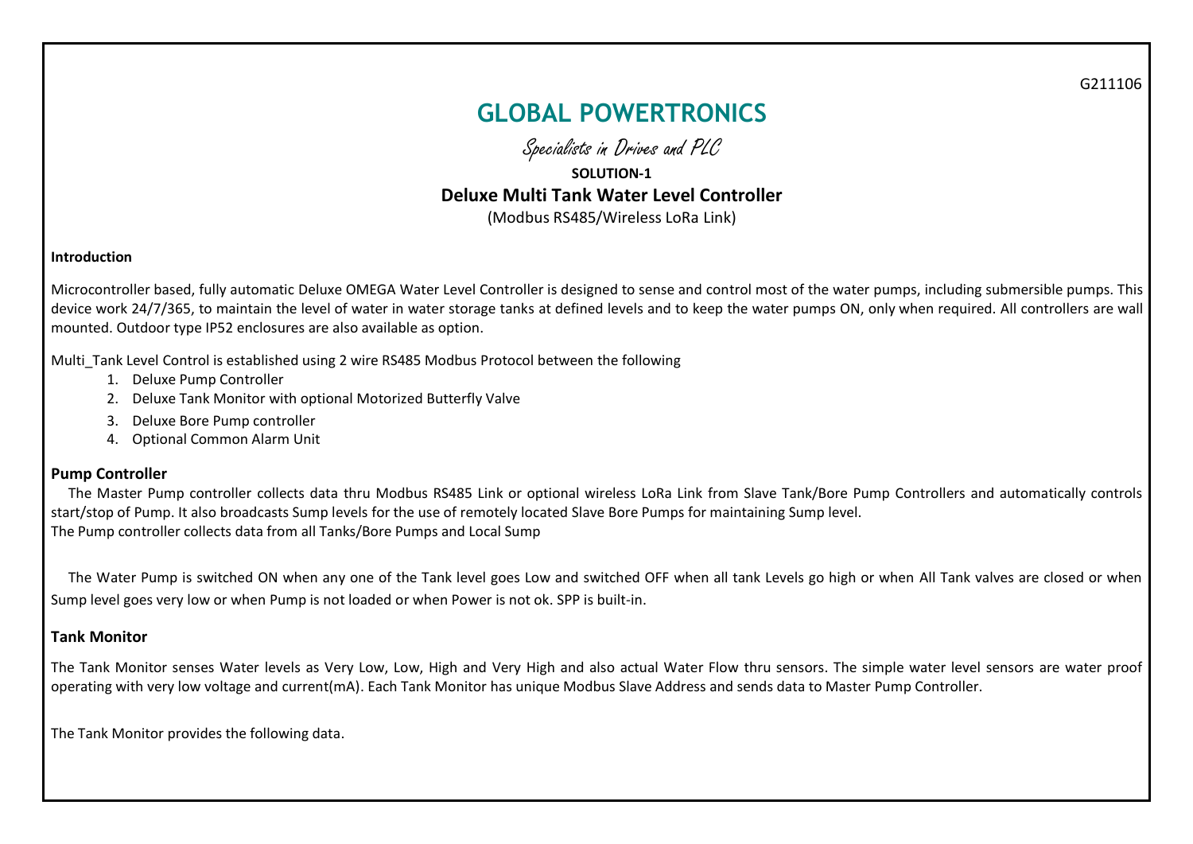G211106

# GLOBAL POWERTRONICS

*Specialists in Drives and PLC*

**SOLUTION-1**

## Deluxe Multi Tank Water Level Controller

(Modbus RS485/Wireless LoRa Link)

**Introduction**

Microcontroller based, fully automatic Deluxe OMEGA Water Level Controller is designed to sense and control most of the water pumps, including submersible pumps. This device work 24/7/365, to maintain the level of water in water storage tanks at defined levels and to keep the water pumps ON, only when required. All controllers are wall mounted. Outdoor type IP52 enclosures are also available as option.

Multi_Tank Level Control is established using 2 wire RS485 Modbus Protocol between the following

1. Deluxe Pump Controller
2. Deluxe Tank Monitor with optional Motorized Butterfly Valve
3. Deluxe Bore Pump controller
4. Optional Common Alarm Unit

### Pump Controller

The Master Pump controller collects data thru Modbus RS485 Link or optional wireless LoRa Link from Slave Tank/Bore Pump Controllers and automatically controls start/stop of Pump. It also broadcasts Sump levels for the use of remotely located Slave Bore Pumps for maintaining Sump level.
The Pump controller collects data from all Tanks/Bore Pumps and Local Sump

The Water Pump is switched ON when any one of the Tank level goes Low and switched OFF when all tank Levels go high or when All Tank valves are closed or when Sump level goes very low or when Pump is not loaded or when Power is not ok. SPP is built-in.

### Tank Monitor

The Tank Monitor senses Water levels as Very Low, Low, High and Very High and also actual Water Flow thru sensors. The simple water level sensors are water proof operating with very low voltage and current(mA). Each Tank Monitor has unique Modbus Slave Address and sends data to Master Pump Controller.

The Tank Monitor provides the following data.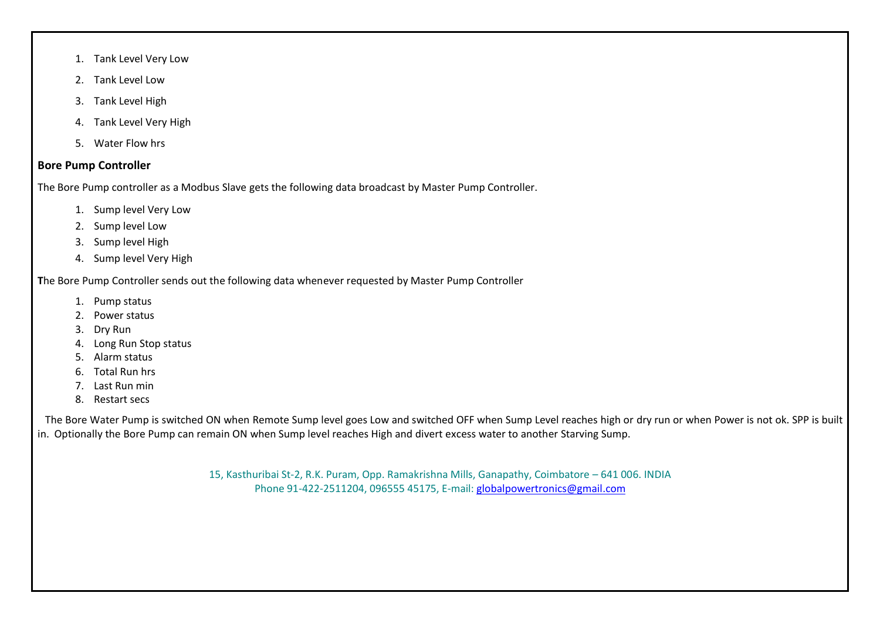1. Tank Level Very Low
2. Tank Level Low
3. Tank Level High
4. Tank Level Very High
5. Water Flow hrs

**Bore Pump Controller**

The Bore Pump controller as a Modbus Slave gets the following data broadcast by Master Pump Controller.

1. Sump level Very Low
2. Sump level Low
3. Sump level High
4. Sump level Very High

**T**he Bore Pump Controller sends out the following data whenever requested by Master Pump Controller

1. Pump status
2. Power status
3. Dry Run
4. Long Run Stop status
5. Alarm status
6. Total Run hrs
7. Last Run min
8. Restart secs

The Bore Water Pump is switched ON when Remote Sump level goes Low and switched OFF when Sump Level reaches high or dry run or when Power is not ok. SPP is built in. Optionally the Bore Pump can remain ON when Sump level reaches High and divert excess water to another Starving Sump.

15, Kasthuribai St-2, R.K. Puram, Opp. Ramakrishna Mills, Ganapathy, Coimbatore – 641 006. INDIA
Phone 91-422-2511204, 096555 45175, E-mail: globalpowertronics@gmail.com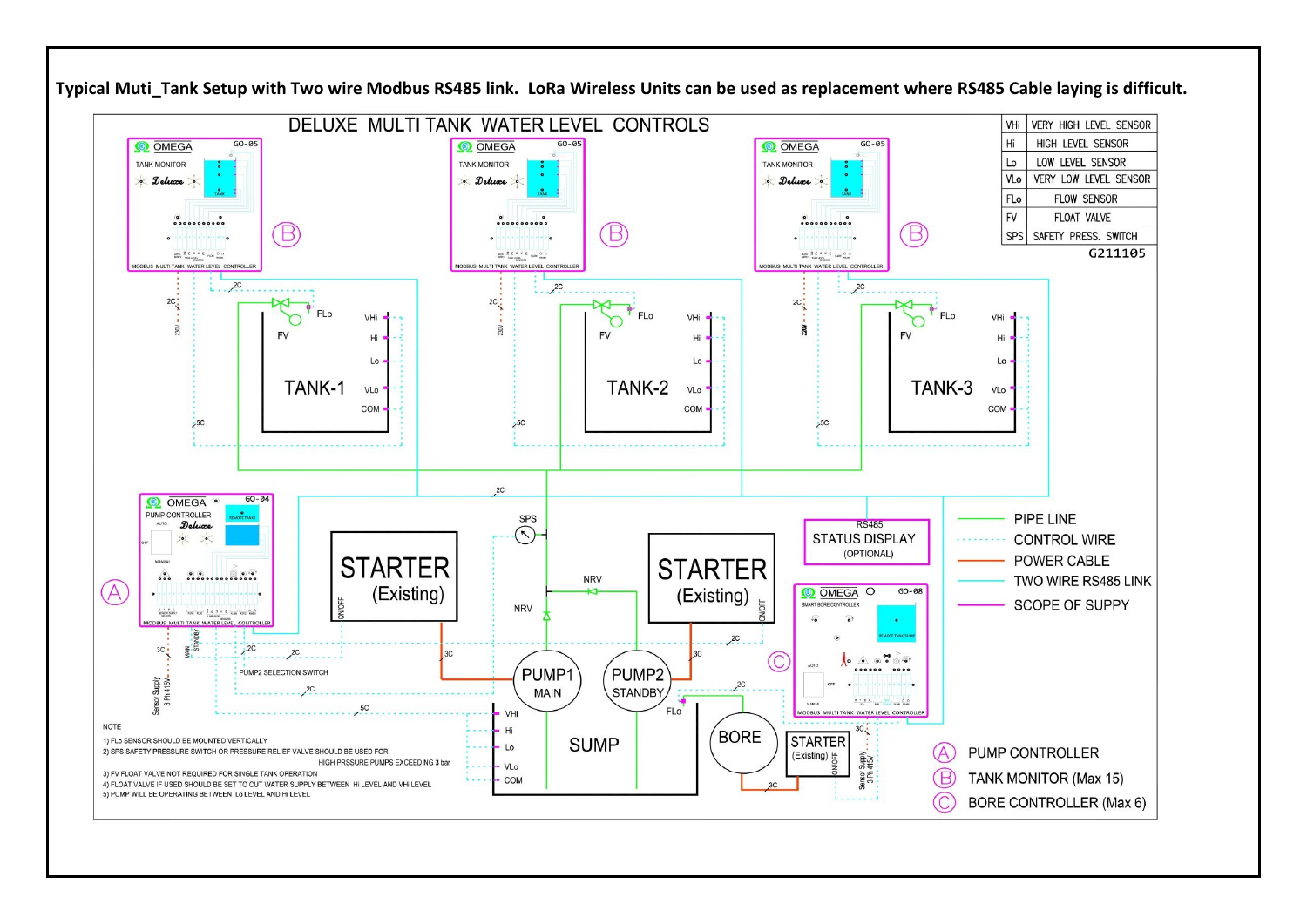**Typical Muti_Tank Setup with Two wire Modbus RS485 link. LoRa Wireless Units can be used as replacement where RS485 Cable laying is difficult.**

DELUXE MULTI TANK WATER LEVEL CONTROLS

| | |
|---|---|
| VHi | VERY HIGH LEVEL SENSOR |
| Hi | HIGH LEVEL SENSOR |
| Lo | LOW LEVEL SENSOR |
| VLo | VERY LOW LEVEL SENSOR |
| FLo | FLOW SENSOR |
| FV | FLOAT VALVE |
| SPS | SAFETY PRESS. SWITCH |

G211105

TANK-1

TANK-2

TANK-3

STARTER (Existing)

STARTER (Existing)

PUMP1 MAIN

PUMP2 STANDBY

SUMP

BORE

STARTER (Existing)

RS485 STATUS DISPLAY (OPTIONAL)

PUMP2 SELECTION SWITCH

PIPE LINE

CONTROL WIRE

POWER CABLE

TWO WIRE RS485 LINK

SCOPE OF SUPPY

(A) PUMP CONTROLLER

(B) TANK MONITOR (Max 15)

(C) BORE CONTROLLER (Max 6)

NOTE

1) FLo SENSOR SHOULD BE MOUNTED VERTICALLY
2) SPS SAFETY PRESSURE SWITCH OR PRESSURE RELIEF VALVE SHOULD BE USED FOR HIGH PRSSURE PUMPS EXCEEDING 3 bar
3) FV FLOAT VALVE NOT REQUIRED FOR SINGLE TANK OPERATION
4) FLOAT VALVE IF USED SHOULD BE SET TO CUT WATER SUPPLY BETWEEN Hi LEVEL AND VHi LEVEL
5) PUMP WILL BE OPERATING BETWEEN Lo LEVEL AND Hi LEVEL